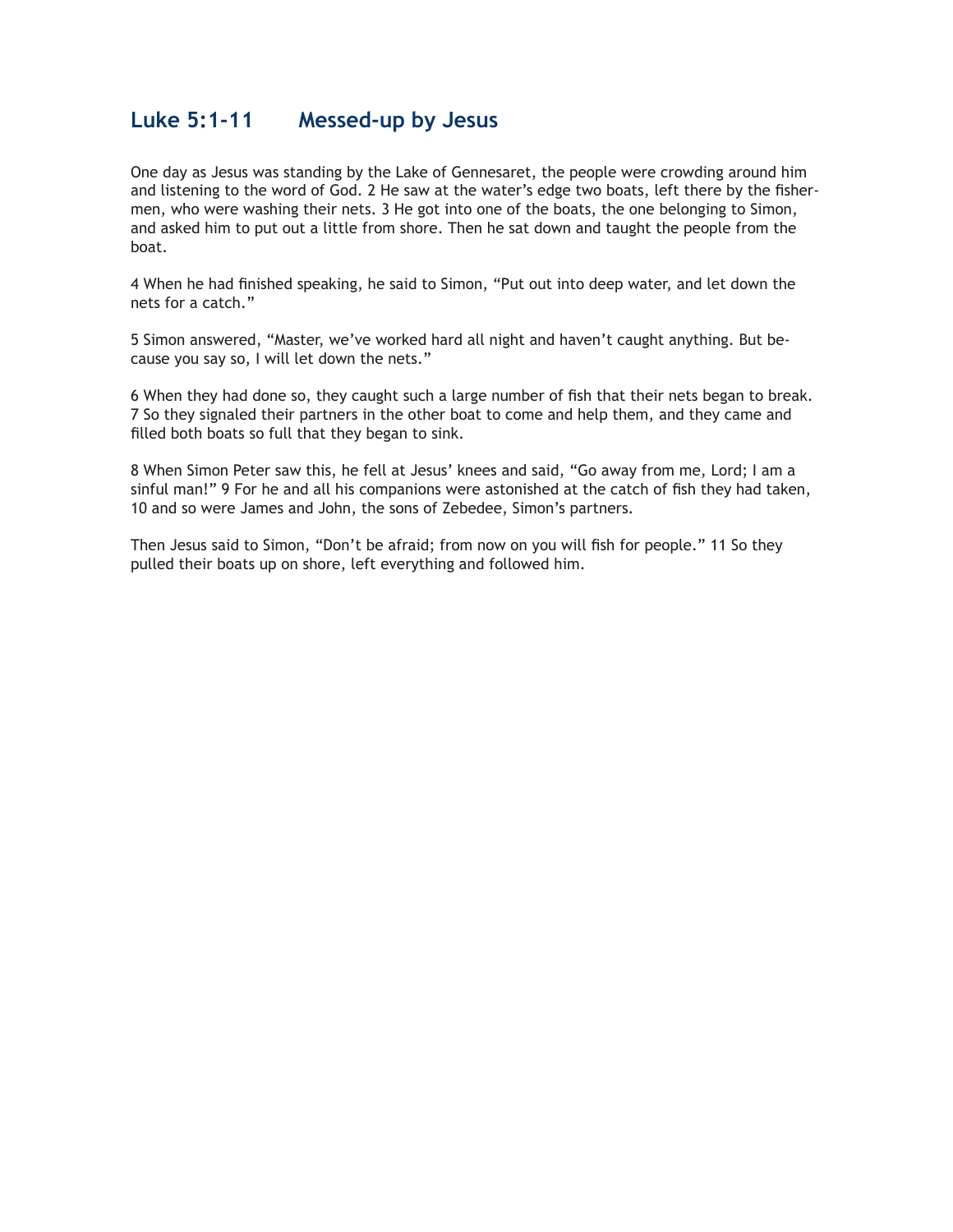# Luke 5:1-11 Messed-up by Jesus

One day as Jesus was standing by the Lake of Gennesaret, the people were crowding around him and listening to the word of God. 2 He saw at the water's edge two boats, left there by the fishermen, who were washing their nets. 3 He got into one of the boats, the one belonging to Simon, and asked him to put out a little from shore. Then he sat down and taught the people from the boat.

4 When he had finished speaking, he said to Simon, "Put out into deep water, and let down the nets for a catch."

5 Simon answered, "Master, we've worked hard all night and haven't caught anything. But because you say so, I will let down the nets."

6 When they had done so, they caught such a large number of fish that their nets began to break. 7 So they signaled their partners in the other boat to come and help them, and they came and filled both boats so full that they began to sink.

8 When Simon Peter saw this, he fell at Jesus' knees and said, "Go away from me, Lord; I am a sinful man!" 9 For he and all his companions were astonished at the catch of fish they had taken, 10 and so were James and John, the sons of Zebedee, Simon's partners.

Then Jesus said to Simon, "Don't be afraid; from now on you will fish for people." 11 So they pulled their boats up on shore, left everything and followed him.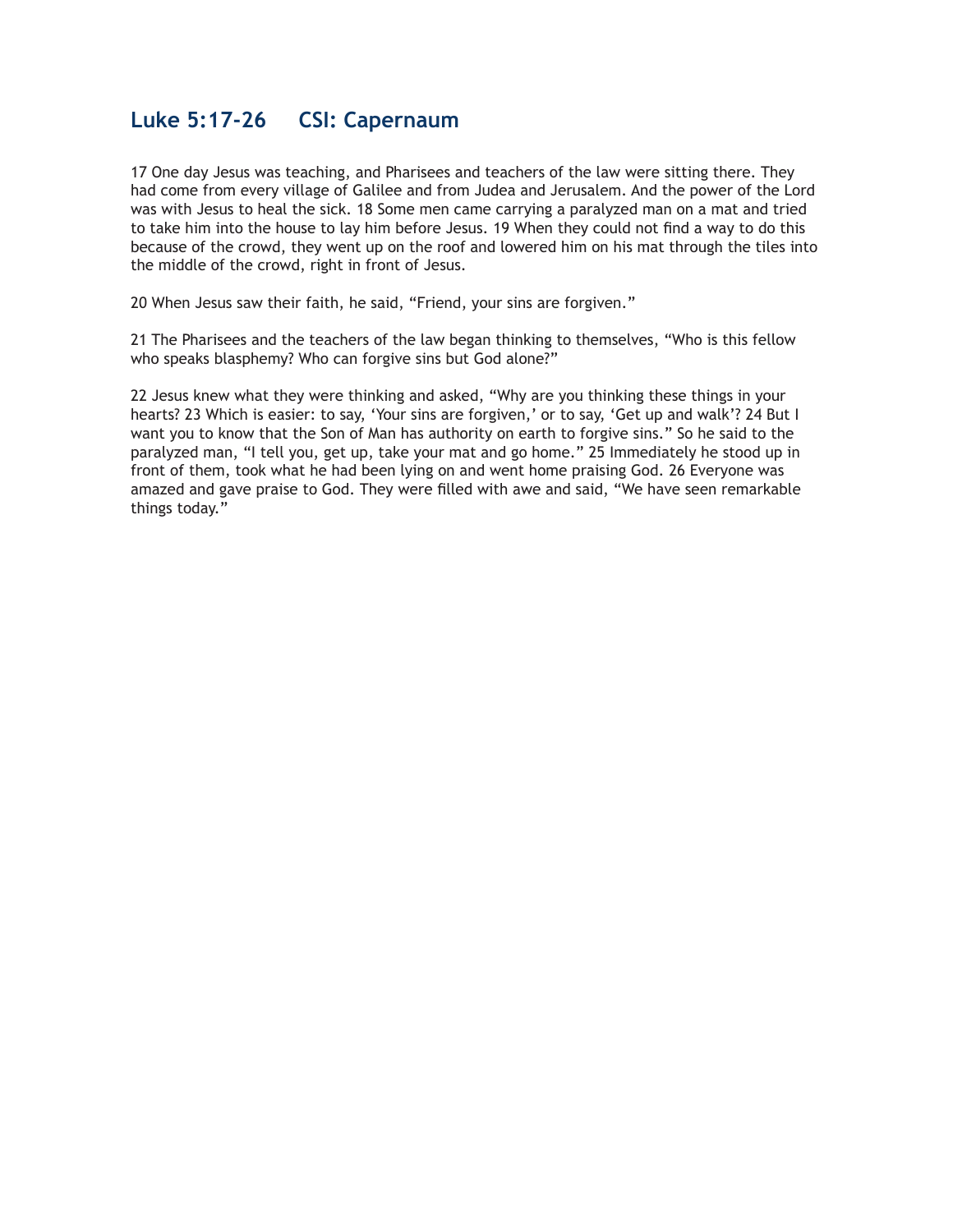## Luke 5:17-26     CSI: Capernaum

17 One day Jesus was teaching, and Pharisees and teachers of the law were sitting there. They had come from every village of Galilee and from Judea and Jerusalem. And the power of the Lord was with Jesus to heal the sick. 18 Some men came carrying a paralyzed man on a mat and tried to take him into the house to lay him before Jesus. 19 When they could not find a way to do this because of the crowd, they went up on the roof and lowered him on his mat through the tiles into the middle of the crowd, right in front of Jesus.

20 When Jesus saw their faith, he said, “Friend, your sins are forgiven.”

21 The Pharisees and the teachers of the law began thinking to themselves, “Who is this fellow who speaks blasphemy? Who can forgive sins but God alone?”

22 Jesus knew what they were thinking and asked, “Why are you thinking these things in your hearts? 23 Which is easier: to say, ‘Your sins are forgiven,’ or to say, ‘Get up and walk’? 24 But I want you to know that the Son of Man has authority on earth to forgive sins.” So he said to the paralyzed man, “I tell you, get up, take your mat and go home.” 25 Immediately he stood up in front of them, took what he had been lying on and went home praising God. 26 Everyone was amazed and gave praise to God. They were filled with awe and said, “We have seen remarkable things today.”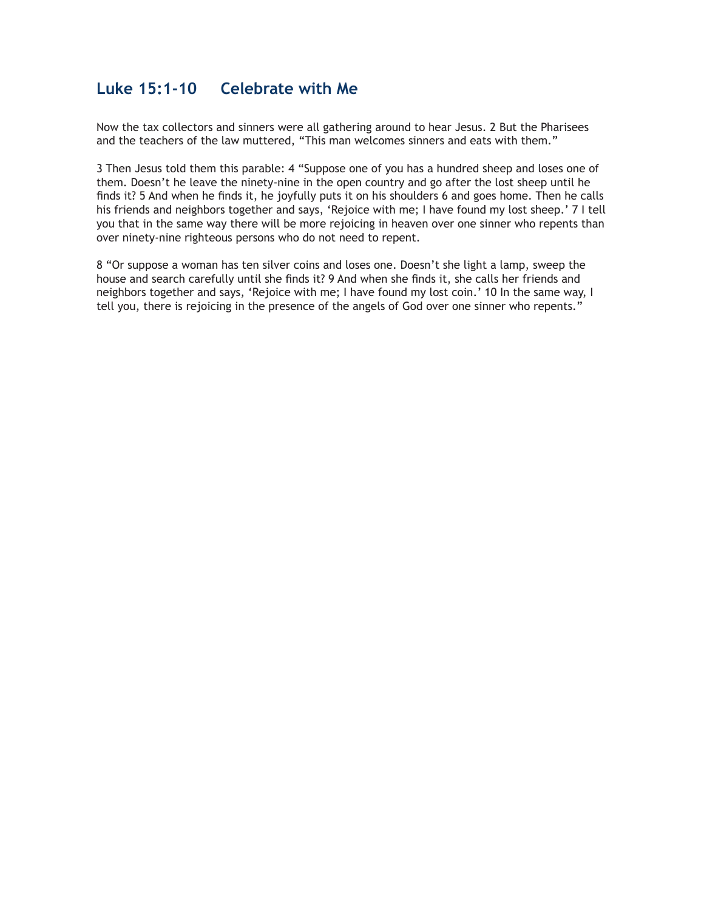## Luke 15:1-10     Celebrate with Me

Now the tax collectors and sinners were all gathering around to hear Jesus. 2 But the Pharisees and the teachers of the law muttered, “This man welcomes sinners and eats with them.”

3 Then Jesus told them this parable: 4 “Suppose one of you has a hundred sheep and loses one of them. Doesn’t he leave the ninety-nine in the open country and go after the lost sheep until he finds it? 5 And when he finds it, he joyfully puts it on his shoulders 6 and goes home. Then he calls his friends and neighbors together and says, ‘Rejoice with me; I have found my lost sheep.’ 7 I tell you that in the same way there will be more rejoicing in heaven over one sinner who repents than over ninety-nine righteous persons who do not need to repent.

8 “Or suppose a woman has ten silver coins and loses one. Doesn’t she light a lamp, sweep the house and search carefully until she finds it? 9 And when she finds it, she calls her friends and neighbors together and says, ‘Rejoice with me; I have found my lost coin.’ 10 In the same way, I tell you, there is rejoicing in the presence of the angels of God over one sinner who repents.”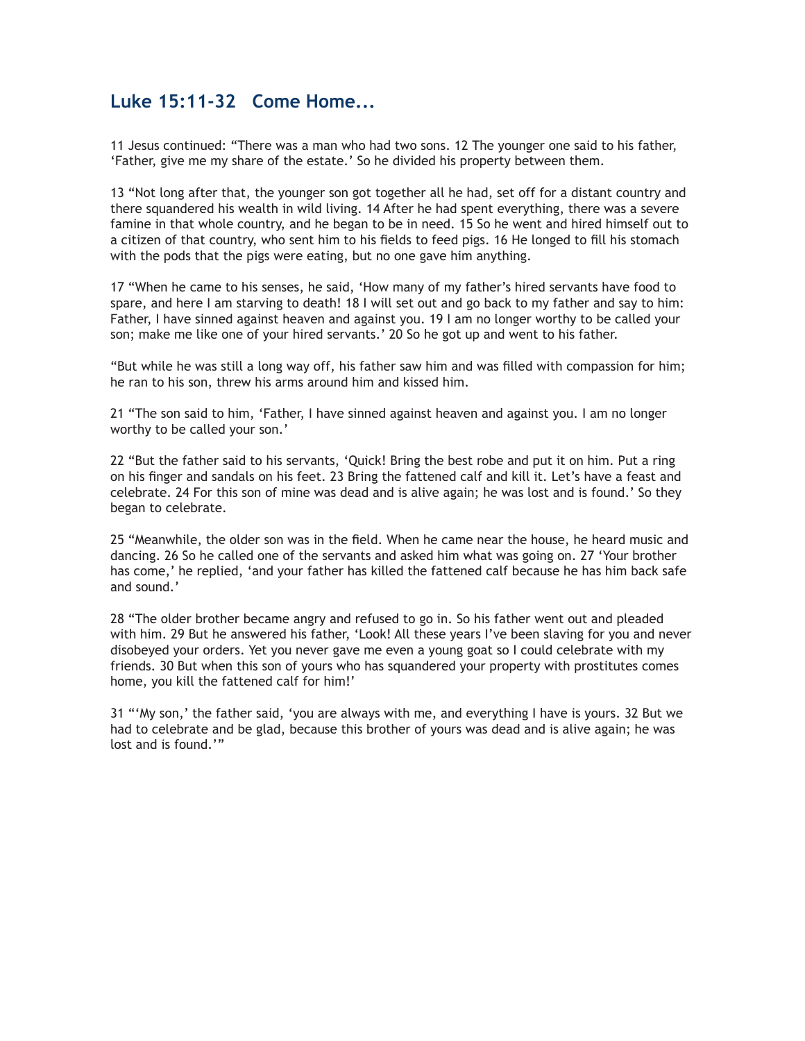## Luke 15:11-32   Come Home...

11 Jesus continued: “There was a man who had two sons. 12 The younger one said to his father, ‘Father, give me my share of the estate.’ So he divided his property between them.

13 “Not long after that, the younger son got together all he had, set off for a distant country and there squandered his wealth in wild living. 14 After he had spent everything, there was a severe famine in that whole country, and he began to be in need. 15 So he went and hired himself out to a citizen of that country, who sent him to his fields to feed pigs. 16 He longed to fill his stomach with the pods that the pigs were eating, but no one gave him anything.

17 “When he came to his senses, he said, ‘How many of my father’s hired servants have food to spare, and here I am starving to death! 18 I will set out and go back to my father and say to him: Father, I have sinned against heaven and against you. 19 I am no longer worthy to be called your son; make me like one of your hired servants.’ 20 So he got up and went to his father.

“But while he was still a long way off, his father saw him and was filled with compassion for him; he ran to his son, threw his arms around him and kissed him.

21 “The son said to him, ‘Father, I have sinned against heaven and against you. I am no longer worthy to be called your son.’

22 “But the father said to his servants, ‘Quick! Bring the best robe and put it on him. Put a ring on his finger and sandals on his feet. 23 Bring the fattened calf and kill it. Let’s have a feast and celebrate. 24 For this son of mine was dead and is alive again; he was lost and is found.’ So they began to celebrate.

25 “Meanwhile, the older son was in the field. When he came near the house, he heard music and dancing. 26 So he called one of the servants and asked him what was going on. 27 ‘Your brother has come,’ he replied, ‘and your father has killed the fattened calf because he has him back safe and sound.’

28 “The older brother became angry and refused to go in. So his father went out and pleaded with him. 29 But he answered his father, ‘Look! All these years I’ve been slaving for you and never disobeyed your orders. Yet you never gave me even a young goat so I could celebrate with my friends. 30 But when this son of yours who has squandered your property with prostitutes comes home, you kill the fattened calf for him!’

31 “‘My son,’ the father said, ‘you are always with me, and everything I have is yours. 32 But we had to celebrate and be glad, because this brother of yours was dead and is alive again; he was lost and is found.’”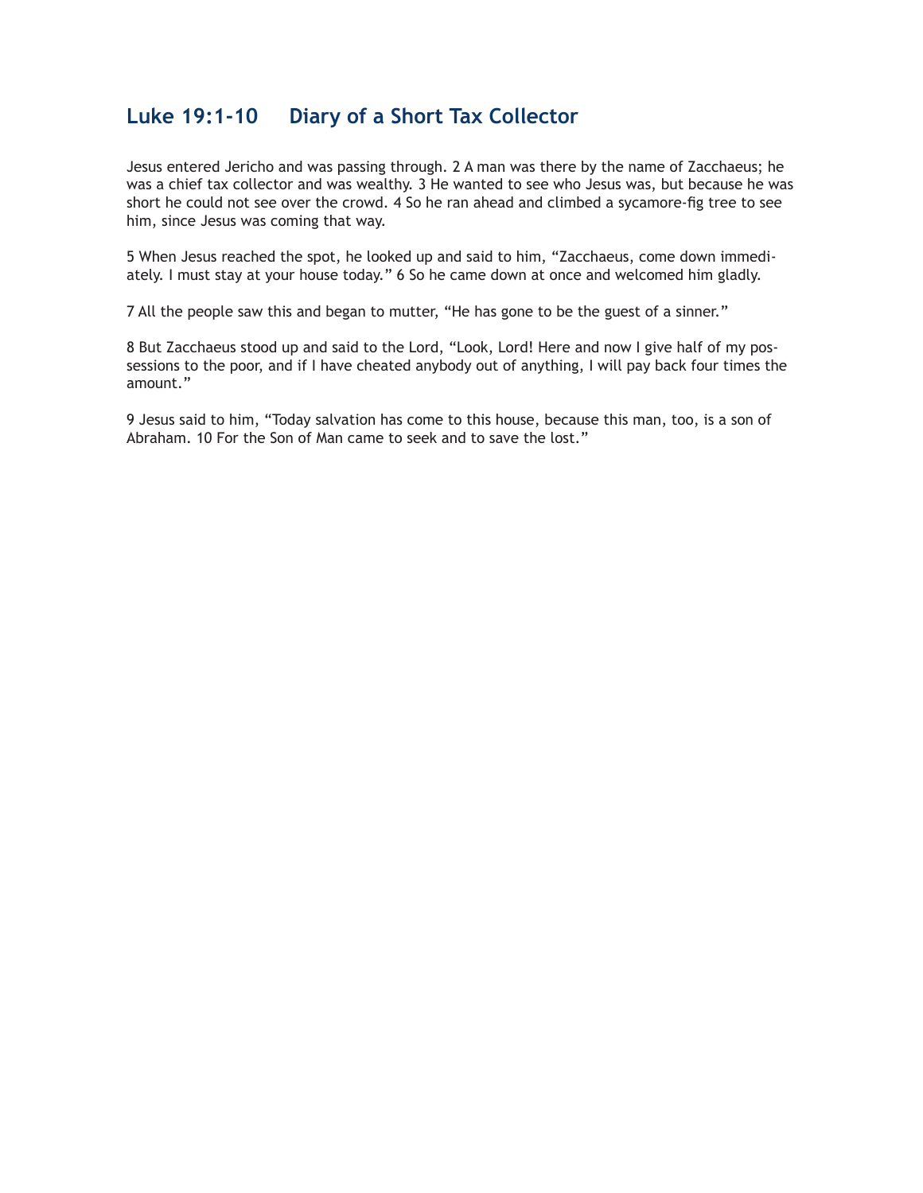## Luke 19:1-10 Diary of a Short Tax Collector

Jesus entered Jericho and was passing through. 2 A man was there by the name of Zacchaeus; he was a chief tax collector and was wealthy. 3 He wanted to see who Jesus was, but because he was short he could not see over the crowd. 4 So he ran ahead and climbed a sycamore-fig tree to see him, since Jesus was coming that way.

5 When Jesus reached the spot, he looked up and said to him, "Zacchaeus, come down immediately. I must stay at your house today." 6 So he came down at once and welcomed him gladly.

7 All the people saw this and began to mutter, "He has gone to be the guest of a sinner."

8 But Zacchaeus stood up and said to the Lord, "Look, Lord! Here and now I give half of my possessions to the poor, and if I have cheated anybody out of anything, I will pay back four times the amount."

9 Jesus said to him, "Today salvation has come to this house, because this man, too, is a son of Abraham. 10 For the Son of Man came to seek and to save the lost."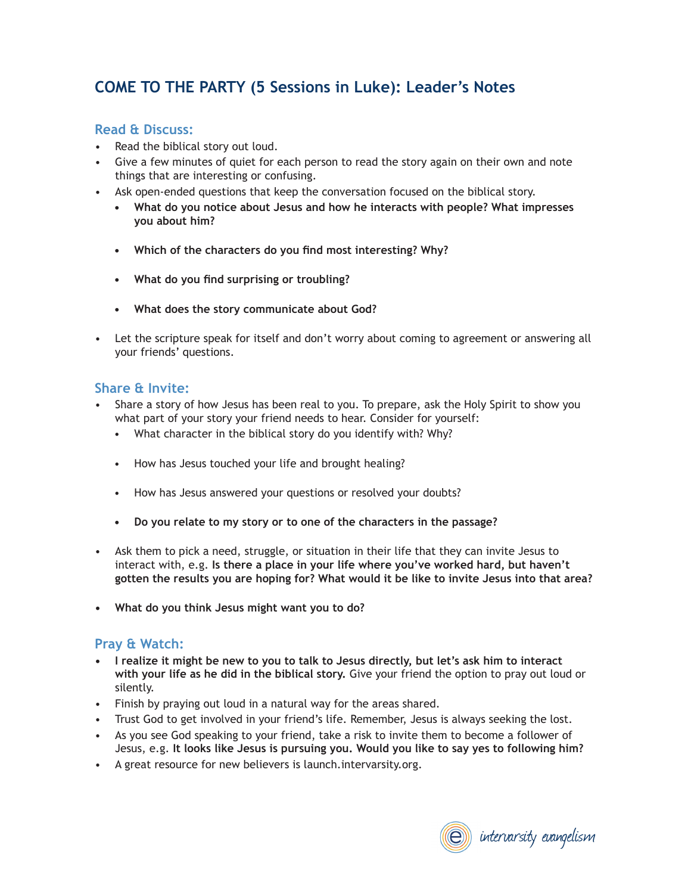# COME TO THE PARTY (5 Sessions in Luke): Leader's Notes

## Read & Discuss:

- Read the biblical story out loud.
- Give a few minutes of quiet for each person to read the story again on their own and note things that are interesting or confusing.
- Ask open-ended questions that keep the conversation focused on the biblical story.
  - **What do you notice about Jesus and how he interacts with people? What impresses you about him?**
  - **Which of the characters do you find most interesting? Why?**
  - **What do you find surprising or troubling?**
  - **What does the story communicate about God?**
- Let the scripture speak for itself and don't worry about coming to agreement or answering all your friends' questions.

## Share & Invite:

- Share a story of how Jesus has been real to you. To prepare, ask the Holy Spirit to show you what part of your story your friend needs to hear. Consider for yourself:
  - What character in the biblical story do you identify with? Why?
  - How has Jesus touched your life and brought healing?
  - How has Jesus answered your questions or resolved your doubts?
  - **Do you relate to my story or to one of the characters in the passage?**
- Ask them to pick a need, struggle, or situation in their life that they can invite Jesus to interact with, e.g. **Is there a place in your life where you've worked hard, but haven't gotten the results you are hoping for? What would it be like to invite Jesus into that area?**
- **What do you think Jesus might want you to do?**

## Pray & Watch:

- **I realize it might be new to you to talk to Jesus directly, but let's ask him to interact with your life as he did in the biblical story.** Give your friend the option to pray out loud or silently.
- Finish by praying out loud in a natural way for the areas shared.
- Trust God to get involved in your friend's life. Remember, Jesus is always seeking the lost.
- As you see God speaking to your friend, take a risk to invite them to become a follower of Jesus, e.g. **It looks like Jesus is pursuing you. Would you like to say yes to following him?**
- A great resource for new believers is launch.intervarsity.org.

intervarsity evangelism